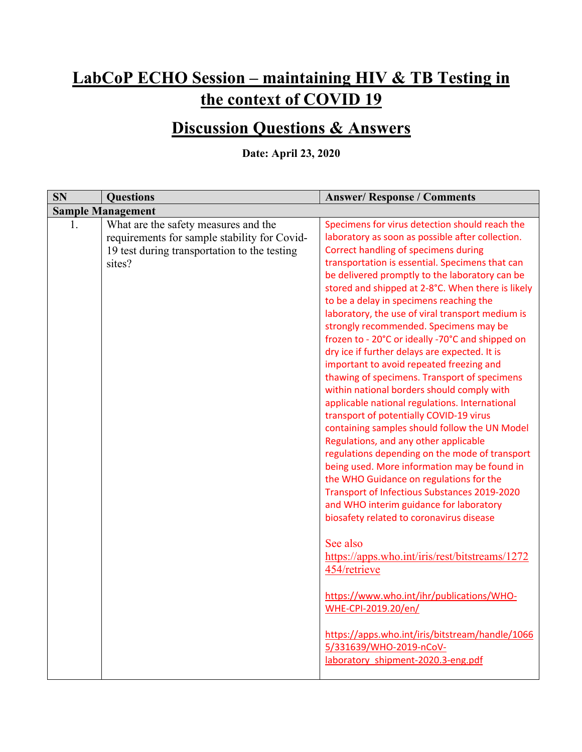# LabCoP ECHO Session – maintaining HIV & TB Testing in the context of COVID 19

## Discussion Questions & Answers

**Date: April 23, 2020**

| SN | Questions | Answer/ Response / Comments |
|---|---|---|
| **Sample Management** | | |
| 1. | What are the safety measures and the requirements for sample stability for Covid-19 test during transportation to the testing sites? | Specimens for virus detection should reach the laboratory as soon as possible after collection. Correct handling of specimens during transportation is essential. Specimens that can be delivered promptly to the laboratory can be stored and shipped at 2-8°C. When there is likely to be a delay in specimens reaching the laboratory, the use of viral transport medium is strongly recommended. Specimens may be frozen to - 20°C or ideally -70°C and shipped on dry ice if further delays are expected. It is important to avoid repeated freezing and thawing of specimens. Transport of specimens within national borders should comply with applicable national regulations. International transport of potentially COVID-19 virus containing samples should follow the UN Model Regulations, and any other applicable regulations depending on the mode of transport being used. More information may be found in the WHO Guidance on regulations for the Transport of Infectious Substances 2019-2020 and WHO interim guidance for laboratory biosafety related to coronavirus disease<br><br>See also<br>https://apps.who.int/iris/rest/bitstreams/1272454/retrieve<br><br>https://www.who.int/ihr/publications/WHO-WHE-CPI-2019.20/en/<br><br>https://apps.who.int/iris/bitstream/handle/10665/331639/WHO-2019-nCoV-laboratory_shipment-2020.3-eng.pdf |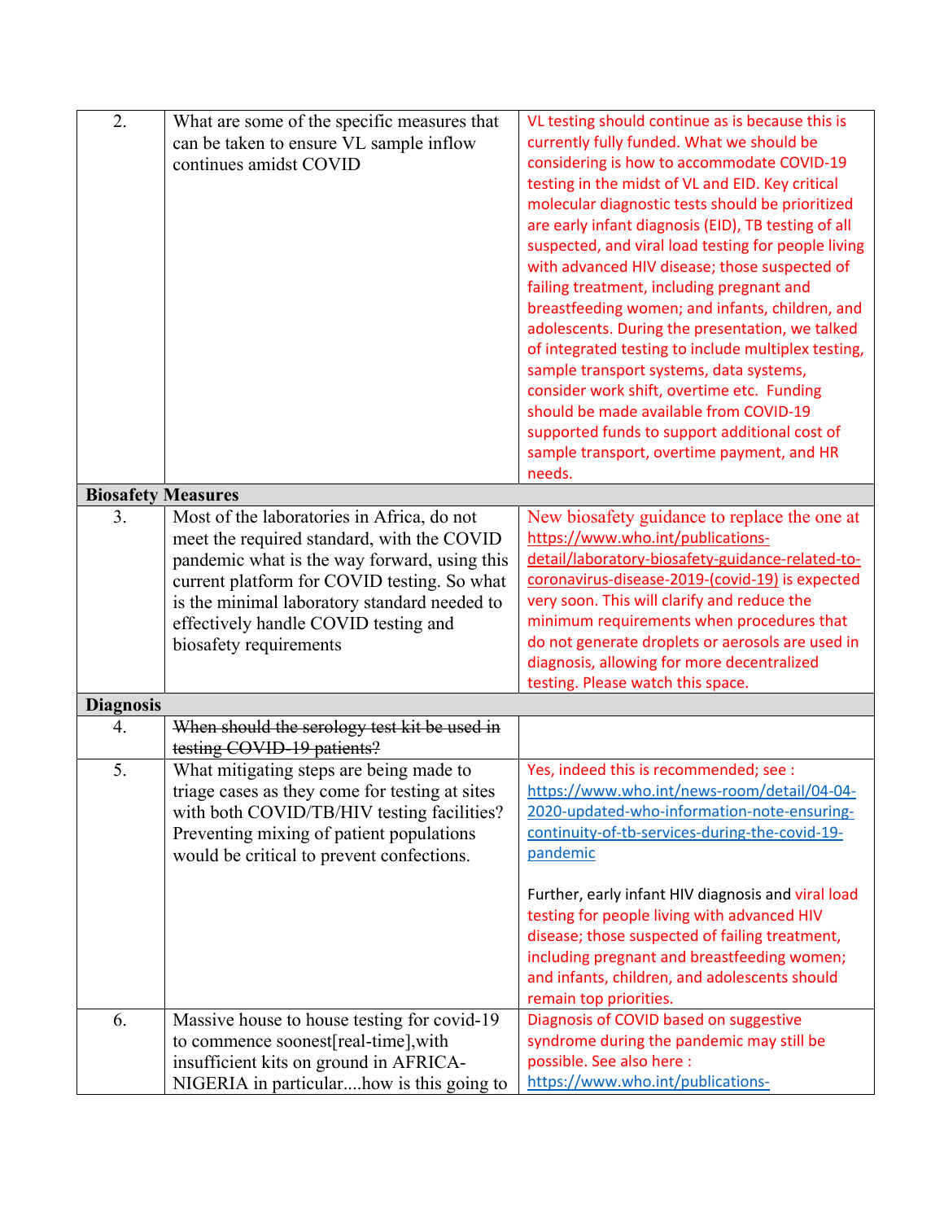| | | |
|---|---|---|
| 2. | What are some of the specific measures that can be taken to ensure VL sample inflow continues amidst COVID | VL testing should continue as is because this is currently fully funded. What we should be considering is how to accommodate COVID-19 testing in the midst of VL and EID. Key critical molecular diagnostic tests should be prioritized are early infant diagnosis (EID), TB testing of all suspected, and viral load testing for people living with advanced HIV disease; those suspected of failing treatment, including pregnant and breastfeeding women; and infants, children, and adolescents. During the presentation, we talked of integrated testing to include multiplex testing, sample transport systems, data systems, consider work shift, overtime etc. Funding should be made available from COVID-19 supported funds to support additional cost of sample transport, overtime payment, and HR needs. |
| **Biosafety Measures** | | |
| 3. | Most of the laboratories in Africa, do not meet the required standard, with the COVID pandemic what is the way forward, using this current platform for COVID testing. So what is the minimal laboratory standard needed to effectively handle COVID testing and biosafety requirements | New biosafety guidance to replace the one at https://www.who.int/publications-detail/laboratory-biosafety-guidance-related-to-coronavirus-disease-2019-(covid-19) is expected very soon. This will clarify and reduce the minimum requirements when procedures that do not generate droplets or aerosols are used in diagnosis, allowing for more decentralized testing. Please watch this space. |
| **Diagnosis** | | |
| 4. | ~~When should the serology test kit be used in testing COVID-19 patients?~~ | |
| 5. | What mitigating steps are being made to triage cases as they come for testing at sites with both COVID/TB/HIV testing facilities? Preventing mixing of patient populations would be critical to prevent confections. | Yes, indeed this is recommended; see : https://www.who.int/news-room/detail/04-04-2020-updated-who-information-note-ensuring-continuity-of-tb-services-during-the-covid-19-pandemic<br><br>Further, early infant HIV diagnosis and viral load testing for people living with advanced HIV disease; those suspected of failing treatment, including pregnant and breastfeeding women; and infants, children, and adolescents should remain top priorities. |
| 6. | Massive house to house testing for covid-19 to commence soonest[real-time],with insufficient kits on ground in AFRICA-NIGERIA in particular....how is this going to | Diagnosis of COVID based on suggestive syndrome during the pandemic may still be possible. See also here : https://www.who.int/publications- |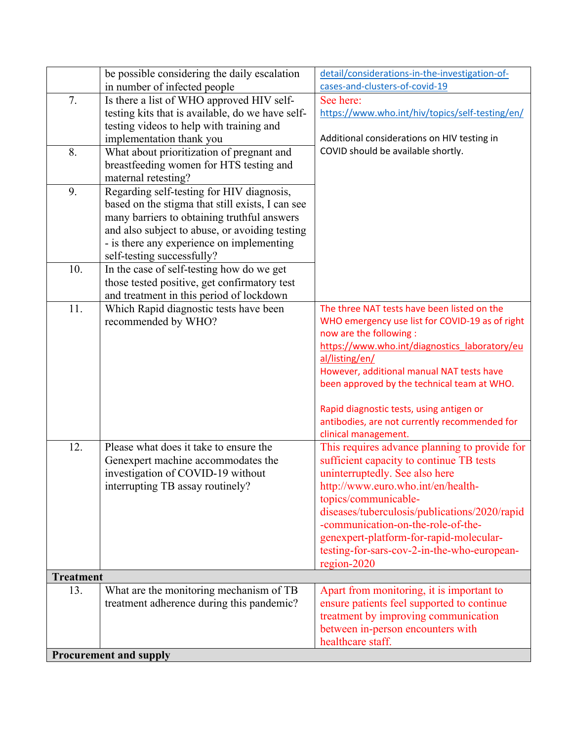| | | |
|---|---|---|
| | be possible considering the daily escalation in number of infected people | detail/considerations-in-the-investigation-of-cases-and-clusters-of-covid-19 |
| 7. | Is there a list of WHO approved HIV self-testing kits that is available, do we have self-testing videos to help with training and implementation thank you | See here: https://www.who.int/hiv/topics/self-testing/en/<br><br>Additional considerations on HIV testing in COVID should be available shortly. |
| 8. | What about prioritization of pregnant and breastfeeding women for HTS testing and maternal retesting? | |
| 9. | Regarding self-testing for HIV diagnosis, based on the stigma that still exists, I can see many barriers to obtaining truthful answers and also subject to abuse, or avoiding testing - is there any experience on implementing self-testing successfully? | |
| 10. | In the case of self-testing how do we get those tested positive, get confirmatory test and treatment in this period of lockdown | |
| 11. | Which Rapid diagnostic tests have been recommended by WHO? | The three NAT tests have been listed on the WHO emergency use list for COVID-19 as of right now are the following : https://www.who.int/diagnostics_laboratory/eual/listing/en/<br>However, additional manual NAT tests have been approved by the technical team at WHO.<br><br>Rapid diagnostic tests, using antigen or antibodies, are not currently recommended for clinical management. |
| 12. | Please what does it take to ensure the Genexpert machine accommodates the investigation of COVID-19 without interrupting TB assay routinely? | This requires advance planning to provide for sufficient capacity to continue TB tests uninterruptedly. See also here http://www.euro.who.int/en/health-topics/communicable-diseases/tuberculosis/publications/2020/rapid-communication-on-the-role-of-the-genexpert-platform-for-rapid-molecular-testing-for-sars-cov-2-in-the-who-european-region-2020 |
| **Treatment** | | |
| 13. | What are the monitoring mechanism of TB treatment adherence during this pandemic? | Apart from monitoring, it is important to ensure patients feel supported to continue treatment by improving communication between in-person encounters with healthcare staff. |
| **Procurement and supply** | | |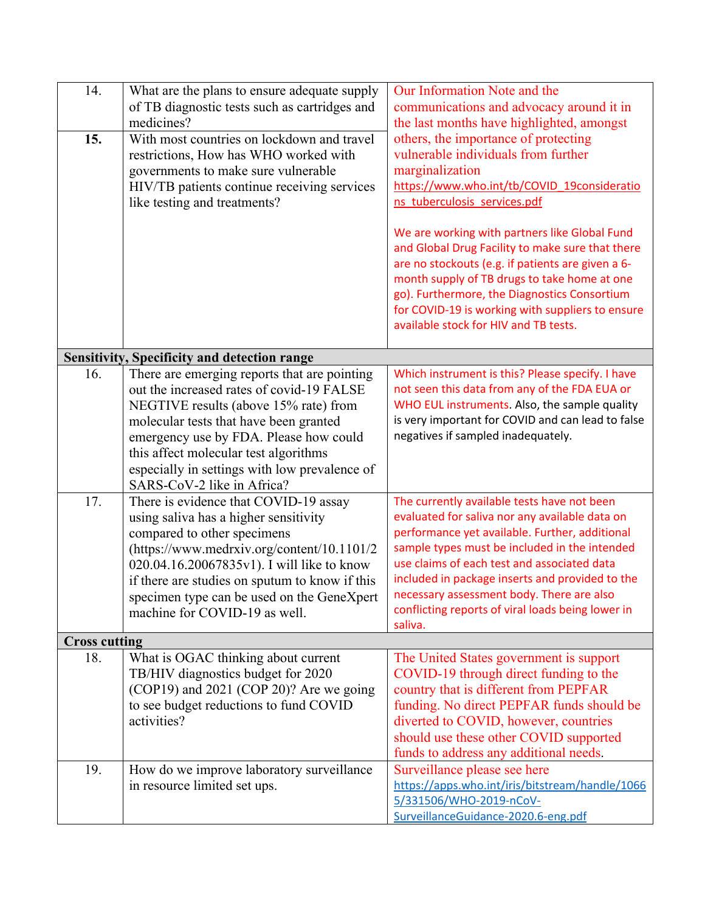| | | |
|---|---|---|
| 14. | What are the plans to ensure adequate supply of TB diagnostic tests such as cartridges and medicines? | Our Information Note and the communications and advocacy around it in the last months have highlighted, amongst others, the importance of protecting vulnerable individuals from further marginalization https://www.who.int/tb/COVID_19considerations_tuberculosis_services.pdf<br><br>We are working with partners like Global Fund and Global Drug Facility to make sure that there are no stockouts (e.g. if patients are given a 6-month supply of TB drugs to take home at one go). Furthermore, the Diagnostics Consortium for COVID-19 is working with suppliers to ensure available stock for HIV and TB tests. |
| **15.** | With most countries on lockdown and travel restrictions, How has WHO worked with governments to make sure vulnerable HIV/TB patients continue receiving services like testing and treatments? | |
| **Sensitivity, Specificity and detection range** | | |
| 16. | There are emerging reports that are pointing out the increased rates of covid-19 FALSE NEGTIVE results (above 15% rate) from molecular tests that have been granted emergency use by FDA. Please how could this affect molecular test algorithms especially in settings with low prevalence of SARS-CoV-2 like in Africa? | Which instrument is this? Please specify. I have not seen this data from any of the FDA EUA or WHO EUL instruments. Also, the sample quality is very important for COVID and can lead to false negatives if sampled inadequately. |
| 17. | There is evidence that COVID-19 assay using saliva has a higher sensitivity compared to other specimens (https://www.medrxiv.org/content/10.1101/2020.04.16.20067835v1). I will like to know if there are studies on sputum to know if this specimen type can be used on the GeneXpert machine for COVID-19 as well. | The currently available tests have not been evaluated for saliva nor any available data on performance yet available. Further, additional sample types must be included in the intended use claims of each test and associated data included in package inserts and provided to the necessary assessment body. There are also conflicting reports of viral loads being lower in saliva. |
| **Cross cutting** | | |
| 18. | What is OGAC thinking about current TB/HIV diagnostics budget for 2020 (COP19) and 2021 (COP 20)? Are we going to see budget reductions to fund COVID activities? | The United States government is support COVID-19 through direct funding to the country that is different from PEPFAR funding. No direct PEPFAR funds should be diverted to COVID, however, countries should use these other COVID supported funds to address any additional needs. |
| 19. | How do we improve laboratory surveillance in resource limited set ups. | Surveillance please see here https://apps.who.int/iris/bitstream/handle/10665/331506/WHO-2019-nCoV-SurveillanceGuidance-2020.6-eng.pdf |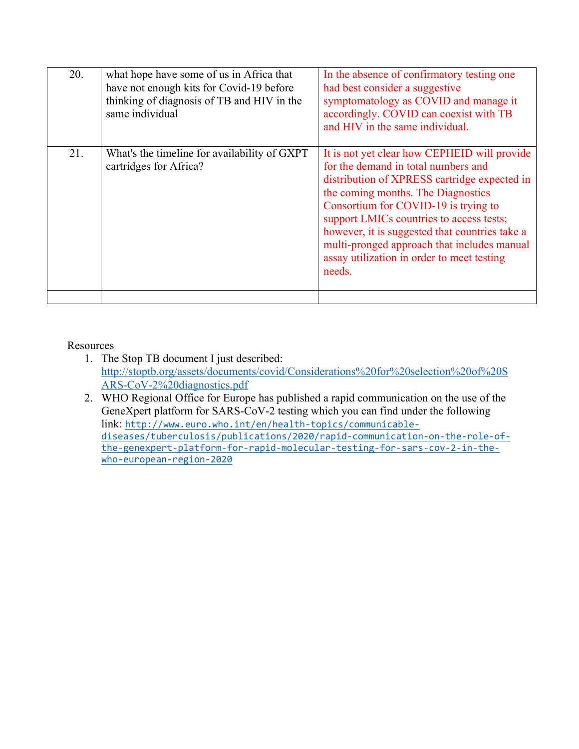| | | |
|---|---|---|
| 20. | what hope have some of us in Africa that have not enough kits for Covid-19 before thinking of diagnosis of TB and HIV in the same individual | In the absence of confirmatory testing one had best consider a suggestive symptomatology as COVID and manage it accordingly. COVID can coexist with TB and HIV in the same individual. |
| 21. | What's the timeline for availability of GXPT cartridges for Africa? | It is not yet clear how CEPHEID will provide for the demand in total numbers and distribution of XPRESS cartridge expected in the coming months. The Diagnostics Consortium for COVID-19 is trying to support LMICs countries to access tests; however, it is suggested that countries take a multi-pronged approach that includes manual assay utilization in order to meet testing needs. |
| | | |

Resources

1. The Stop TB document I just described: http://stoptb.org/assets/documents/covid/Considerations%20for%20selection%20of%20SARS-CoV-2%20diagnostics.pdf
2. WHO Regional Office for Europe has published a rapid communication on the use of the GeneXpert platform for SARS-CoV-2 testing which you can find under the following link: http://www.euro.who.int/en/health-topics/communicable-diseases/tuberculosis/publications/2020/rapid-communication-on-the-role-of-the-genexpert-platform-for-rapid-molecular-testing-for-sars-cov-2-in-the-who-european-region-2020